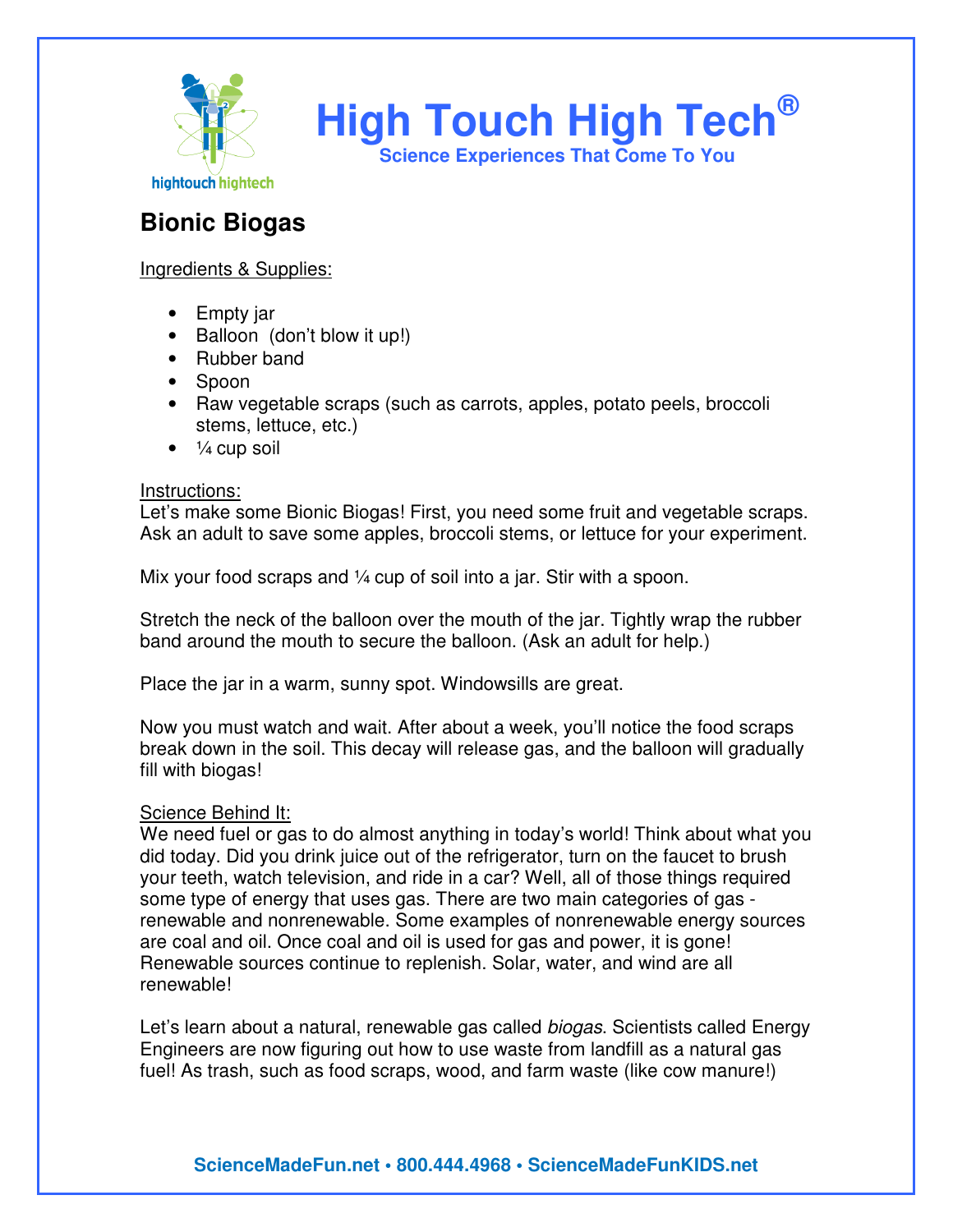# High Touch High Tech®

**Science Experiences That Come To You**

## Bionic Biogas

Ingredients & Supplies:

- Empty jar
- Balloon (don't blow it up!)
- Rubber band
- Spoon
- Raw vegetable scraps (such as carrots, apples, potato peels, broccoli stems, lettuce, etc.)
- ¼ cup soil

Instructions:

Let's make some Bionic Biogas! First, you need some fruit and vegetable scraps. Ask an adult to save some apples, broccoli stems, or lettuce for your experiment.

Mix your food scraps and ¼ cup of soil into a jar. Stir with a spoon.

Stretch the neck of the balloon over the mouth of the jar. Tightly wrap the rubber band around the mouth to secure the balloon. (Ask an adult for help.)

Place the jar in a warm, sunny spot. Windowsills are great.

Now you must watch and wait. After about a week, you'll notice the food scraps break down in the soil. This decay will release gas, and the balloon will gradually fill with biogas!

Science Behind It:

We need fuel or gas to do almost anything in today's world! Think about what you did today. Did you drink juice out of the refrigerator, turn on the faucet to brush your teeth, watch television, and ride in a car? Well, all of those things required some type of energy that uses gas. There are two main categories of gas - renewable and nonrenewable. Some examples of nonrenewable energy sources are coal and oil. Once coal and oil is used for gas and power, it is gone! Renewable sources continue to replenish. Solar, water, and wind are all renewable!

Let's learn about a natural, renewable gas called *biogas*. Scientists called Energy Engineers are now figuring out how to use waste from landfill as a natural gas fuel! As trash, such as food scraps, wood, and farm waste (like cow manure!)

ScienceMadeFun.net • 800.444.4968 • ScienceMadeFunKIDS.net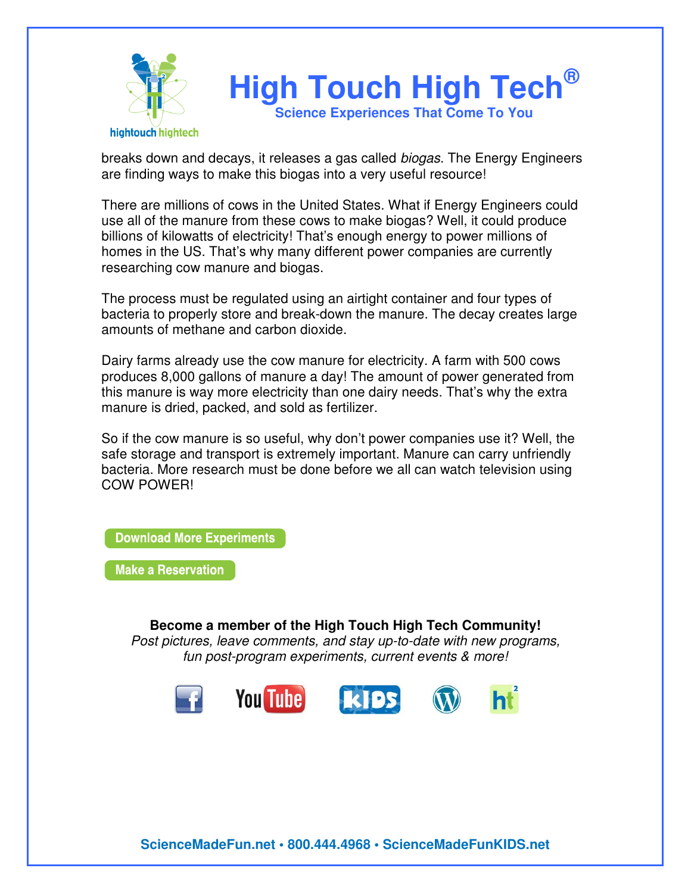breaks down and decays, it releases a gas called *biogas*. The Energy Engineers are finding ways to make this biogas into a very useful resource!

There are millions of cows in the United States. What if Energy Engineers could use all of the manure from these cows to make biogas? Well, it could produce billions of kilowatts of electricity! That's enough energy to power millions of homes in the US. That's why many different power companies are currently researching cow manure and biogas.

The process must be regulated using an airtight container and four types of bacteria to properly store and break-down the manure. The decay creates large amounts of methane and carbon dioxide.

Dairy farms already use the cow manure for electricity. A farm with 500 cows produces 8,000 gallons of manure a day! The amount of power generated from this manure is way more electricity than one dairy needs. That's why the extra manure is dried, packed, and sold as fertilizer.

So if the cow manure is so useful, why don't power companies use it? Well, the safe storage and transport is extremely important. Manure can carry unfriendly bacteria. More research must be done before we all can watch television using COW POWER!

Download More Experiments

Make a Reservation

**Become a member of the High Touch High Tech Community!**
*Post pictures, leave comments, and stay up-to-date with new programs, fun post-program experiments, current events & more!*

ScienceMadeFun.net • 800.444.4968 • ScienceMadeFunKIDS.net